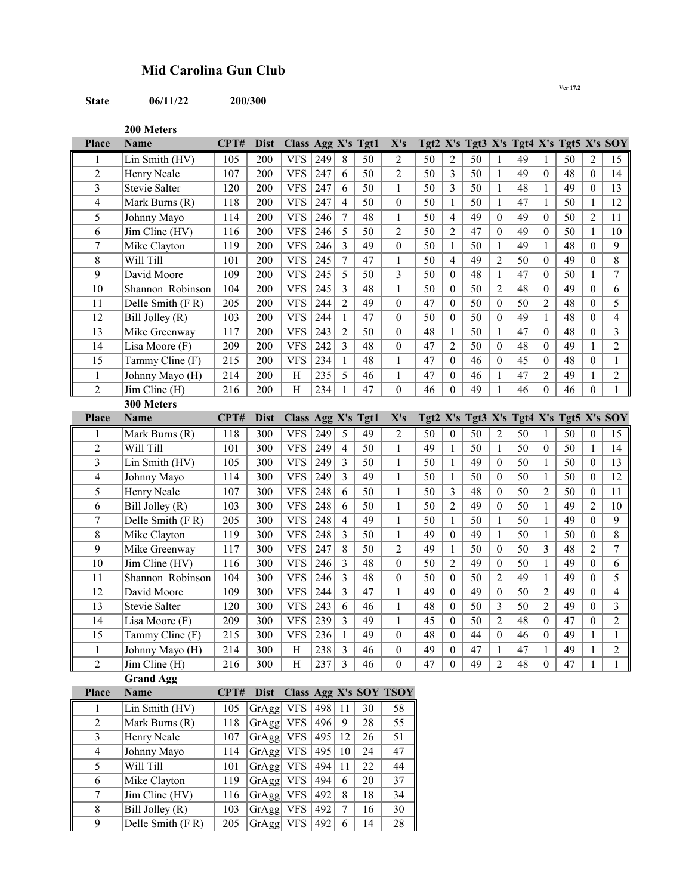## Mid Carolina Gun Club

Ver 17.2

**State** **06/11/22** **200/300**

### 200 Meters

| Place | Name | CPT# | Dist | Class | Agg | X's | Tgt1 | X's | Tgt2 | X's | Tgt3 | X's | Tgt4 | X's | Tgt5 | X's | SOY |
|---|---|---|---|---|---|---|---|---|---|---|---|---|---|---|---|---|---|
| 1 | Lin Smith (HV) | 105 | 200 | VFS | 249 | 8 | 50 | 2 | 50 | 2 | 50 | 1 | 49 | 1 | 50 | 2 | 15 |
| 2 | Henry Neale | 107 | 200 | VFS | 247 | 6 | 50 | 2 | 50 | 3 | 50 | 1 | 49 | 0 | 48 | 0 | 14 |
| 3 | Stevie Salter | 120 | 200 | VFS | 247 | 6 | 50 | 1 | 50 | 3 | 50 | 1 | 48 | 1 | 49 | 0 | 13 |
| 4 | Mark Burns (R) | 118 | 200 | VFS | 247 | 4 | 50 | 0 | 50 | 1 | 50 | 1 | 47 | 1 | 50 | 1 | 12 |
| 5 | Johnny Mayo | 114 | 200 | VFS | 246 | 7 | 48 | 1 | 50 | 4 | 49 | 0 | 49 | 0 | 50 | 2 | 11 |
| 6 | Jim Cline (HV) | 116 | 200 | VFS | 246 | 5 | 50 | 2 | 50 | 2 | 47 | 0 | 49 | 0 | 50 | 1 | 10 |
| 7 | Mike Clayton | 119 | 200 | VFS | 246 | 3 | 49 | 0 | 50 | 1 | 50 | 1 | 49 | 1 | 48 | 0 | 9 |
| 8 | Will Till | 101 | 200 | VFS | 245 | 7 | 47 | 1 | 50 | 4 | 49 | 2 | 50 | 0 | 49 | 0 | 8 |
| 9 | David Moore | 109 | 200 | VFS | 245 | 5 | 50 | 3 | 50 | 0 | 48 | 1 | 47 | 0 | 50 | 1 | 7 |
| 10 | Shannon Robinson | 104 | 200 | VFS | 245 | 3 | 48 | 1 | 50 | 0 | 50 | 2 | 48 | 0 | 49 | 0 | 6 |
| 11 | Delle Smith (F R) | 205 | 200 | VFS | 244 | 2 | 49 | 0 | 47 | 0 | 50 | 0 | 50 | 2 | 48 | 0 | 5 |
| 12 | Bill Jolley (R) | 103 | 200 | VFS | 244 | 1 | 47 | 0 | 50 | 0 | 50 | 0 | 49 | 1 | 48 | 0 | 4 |
| 13 | Mike Greenway | 117 | 200 | VFS | 243 | 2 | 50 | 0 | 48 | 1 | 50 | 1 | 47 | 0 | 48 | 0 | 3 |
| 14 | Lisa Moore (F) | 209 | 200 | VFS | 242 | 3 | 48 | 0 | 47 | 2 | 50 | 0 | 48 | 0 | 49 | 1 | 2 |
| 15 | Tammy Cline (F) | 215 | 200 | VFS | 234 | 1 | 48 | 1 | 47 | 0 | 46 | 0 | 45 | 0 | 48 | 0 | 1 |
| 1 | Johnny Mayo (H) | 214 | 200 | H | 235 | 5 | 46 | 1 | 47 | 0 | 46 | 1 | 47 | 2 | 49 | 1 | 2 |
| 2 | Jim Cline (H) | 216 | 200 | H | 234 | 1 | 47 | 0 | 46 | 0 | 49 | 1 | 46 | 0 | 46 | 0 | 1 |

### 300 Meters

| Place | Name | CPT# | Dist | Class | Agg | X's | Tgt1 | X's | Tgt2 | X's | Tgt3 | X's | Tgt4 | X's | Tgt5 | X's | SOY |
|---|---|---|---|---|---|---|---|---|---|---|---|---|---|---|---|---|---|
| 1 | Mark Burns (R) | 118 | 300 | VFS | 249 | 5 | 49 | 2 | 50 | 0 | 50 | 2 | 50 | 1 | 50 | 0 | 15 |
| 2 | Will Till | 101 | 300 | VFS | 249 | 4 | 50 | 1 | 49 | 1 | 50 | 1 | 50 | 0 | 50 | 1 | 14 |
| 3 | Lin Smith (HV) | 105 | 300 | VFS | 249 | 3 | 50 | 1 | 50 | 1 | 49 | 0 | 50 | 1 | 50 | 0 | 13 |
| 4 | Johnny Mayo | 114 | 300 | VFS | 249 | 3 | 49 | 1 | 50 | 1 | 50 | 0 | 50 | 1 | 50 | 0 | 12 |
| 5 | Henry Neale | 107 | 300 | VFS | 248 | 6 | 50 | 1 | 50 | 3 | 48 | 0 | 50 | 2 | 50 | 0 | 11 |
| 6 | Bill Jolley (R) | 103 | 300 | VFS | 248 | 6 | 50 | 1 | 50 | 2 | 49 | 0 | 50 | 1 | 49 | 2 | 10 |
| 7 | Delle Smith (F R) | 205 | 300 | VFS | 248 | 4 | 49 | 1 | 50 | 1 | 50 | 1 | 50 | 1 | 49 | 0 | 9 |
| 8 | Mike Clayton | 119 | 300 | VFS | 248 | 3 | 50 | 1 | 49 | 0 | 49 | 1 | 50 | 1 | 50 | 0 | 8 |
| 9 | Mike Greenway | 117 | 300 | VFS | 247 | 8 | 50 | 2 | 49 | 1 | 50 | 0 | 50 | 3 | 48 | 2 | 7 |
| 10 | Jim Cline (HV) | 116 | 300 | VFS | 246 | 3 | 48 | 0 | 50 | 2 | 49 | 0 | 50 | 1 | 49 | 0 | 6 |
| 11 | Shannon Robinson | 104 | 300 | VFS | 246 | 3 | 48 | 0 | 50 | 0 | 50 | 2 | 49 | 1 | 49 | 0 | 5 |
| 12 | David Moore | 109 | 300 | VFS | 244 | 3 | 47 | 1 | 49 | 0 | 49 | 0 | 50 | 2 | 49 | 0 | 4 |
| 13 | Stevie Salter | 120 | 300 | VFS | 243 | 6 | 46 | 1 | 48 | 0 | 50 | 3 | 50 | 2 | 49 | 0 | 3 |
| 14 | Lisa Moore (F) | 209 | 300 | VFS | 239 | 3 | 49 | 1 | 45 | 0 | 50 | 2 | 48 | 0 | 47 | 0 | 2 |
| 15 | Tammy Cline (F) | 215 | 300 | VFS | 236 | 1 | 49 | 0 | 48 | 0 | 44 | 0 | 46 | 0 | 49 | 1 | 1 |
| 1 | Johnny Mayo (H) | 214 | 300 | H | 238 | 3 | 46 | 0 | 49 | 0 | 47 | 1 | 47 | 1 | 49 | 1 | 2 |
| 2 | Jim Cline (H) | 216 | 300 | H | 237 | 3 | 46 | 0 | 47 | 0 | 49 | 2 | 48 | 0 | 47 | 1 | 1 |

### Grand Agg

| Place | Name | CPT# | Dist | Class | Agg | X's | SOY | TSOY |
|---|---|---|---|---|---|---|---|---|
| 1 | Lin Smith (HV) | 105 | GrAgg | VFS | 498 | 11 | 30 | 58 |
| 2 | Mark Burns (R) | 118 | GrAgg | VFS | 496 | 9 | 28 | 55 |
| 3 | Henry Neale | 107 | GrAgg | VFS | 495 | 12 | 26 | 51 |
| 4 | Johnny Mayo | 114 | GrAgg | VFS | 495 | 10 | 24 | 47 |
| 5 | Will Till | 101 | GrAgg | VFS | 494 | 11 | 22 | 44 |
| 6 | Mike Clayton | 119 | GrAgg | VFS | 494 | 6 | 20 | 37 |
| 7 | Jim Cline (HV) | 116 | GrAgg | VFS | 492 | 8 | 18 | 34 |
| 8 | Bill Jolley (R) | 103 | GrAgg | VFS | 492 | 7 | 16 | 30 |
| 9 | Delle Smith (F R) | 205 | GrAgg | VFS | 492 | 6 | 14 | 28 |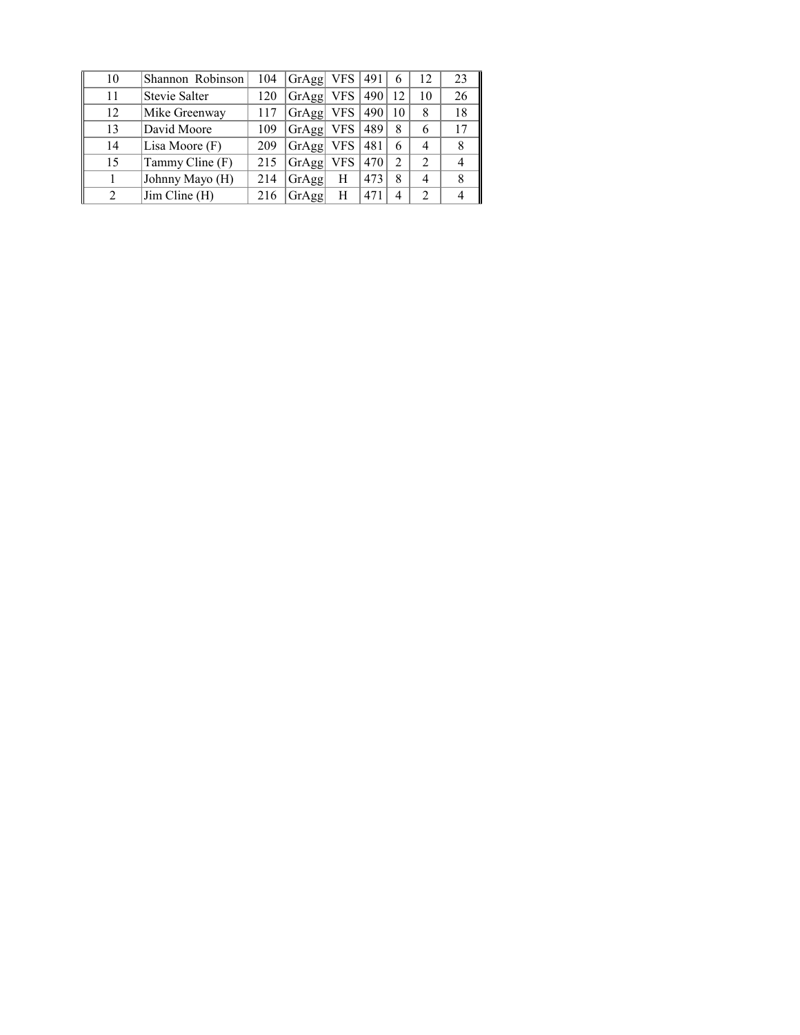| | | | | | | | | |
|---|---|---|---|---|---|---|---|---|
| 10 | Shannon Robinson | 104 | GrAgg | VFS | 491 | 6 | 12 | 23 |
| 11 | Stevie Salter | 120 | GrAgg | VFS | 490 | 12 | 10 | 26 |
| 12 | Mike Greenway | 117 | GrAgg | VFS | 490 | 10 | 8 | 18 |
| 13 | David Moore | 109 | GrAgg | VFS | 489 | 8 | 6 | 17 |
| 14 | Lisa Moore (F) | 209 | GrAgg | VFS | 481 | 6 | 4 | 8 |
| 15 | Tammy Cline (F) | 215 | GrAgg | VFS | 470 | 2 | 2 | 4 |
| 1 | Johnny Mayo (H) | 214 | GrAgg | H | 473 | 8 | 4 | 8 |
| 2 | Jim Cline (H) | 216 | GrAgg | H | 471 | 4 | 2 | 4 |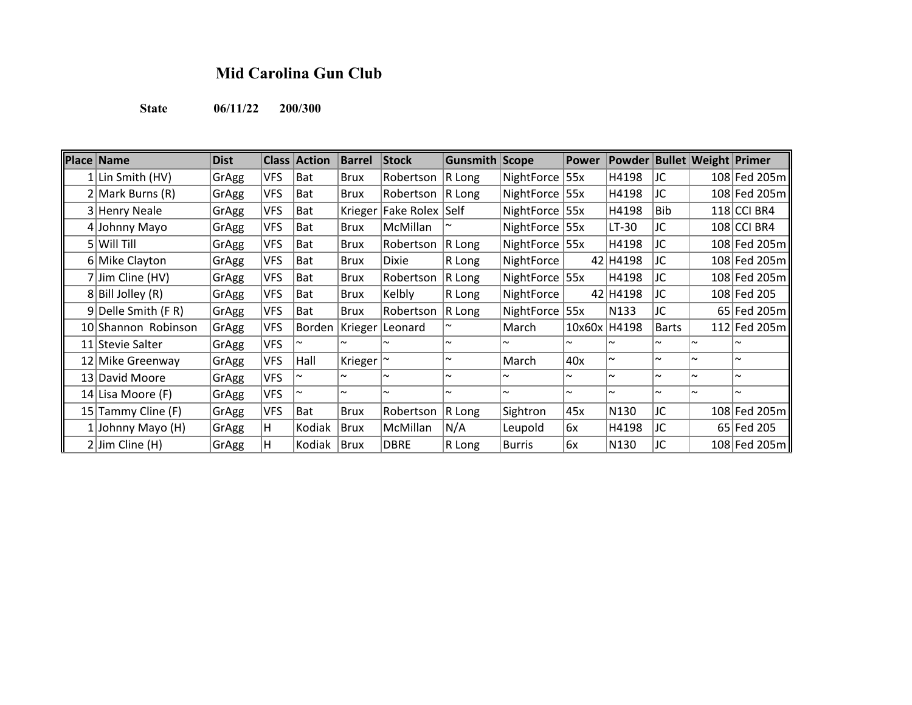# Mid Carolina Gun Club

**State 06/11/22 200/300**

| Place | Name | Dist | Class | Action | Barrel | Stock | Gunsmith | Scope | Power | Powder | Bullet | Weight | Primer |
|---|---|---|---|---|---|---|---|---|---|---|---|---|---|
| 1 | Lin Smith (HV) | GrAgg | VFS | Bat | Brux | Robertson | R Long | NightForce | 55x | H4198 | JC | 108 | Fed 205m |
| 2 | Mark Burns (R) | GrAgg | VFS | Bat | Brux | Robertson | R Long | NightForce | 55x | H4198 | JC | 108 | Fed 205m |
| 3 | Henry Neale | GrAgg | VFS | Bat | Krieger | Fake Rolex | Self | NightForce | 55x | H4198 | Bib | 118 | CCI BR4 |
| 4 | Johnny Mayo | GrAgg | VFS | Bat | Brux | McMillan | ~ | NightForce | 55x | LT-30 | JC | 108 | CCI BR4 |
| 5 | Will Till | GrAgg | VFS | Bat | Brux | Robertson | R Long | NightForce | 55x | H4198 | JC | 108 | Fed 205m |
| 6 | Mike Clayton | GrAgg | VFS | Bat | Brux | Dixie | R Long | NightForce | 42 | H4198 | JC | 108 | Fed 205m |
| 7 | Jim Cline (HV) | GrAgg | VFS | Bat | Brux | Robertson | R Long | NightForce | 55x | H4198 | JC | 108 | Fed 205m |
| 8 | Bill Jolley (R) | GrAgg | VFS | Bat | Brux | Kelbly | R Long | NightForce | 42 | H4198 | JC | 108 | Fed 205 |
| 9 | Delle Smith (F R) | GrAgg | VFS | Bat | Brux | Robertson | R Long | NightForce | 55x | N133 | JC | 65 | Fed 205m |
| 10 | Shannon Robinson | GrAgg | VFS | Borden | Krieger | Leonard | ~ | March | 10x60x | H4198 | Barts | 112 | Fed 205m |
| 11 | Stevie Salter | GrAgg | VFS | ~ | ~ | ~ | ~ | ~ | ~ | ~ | ~ | ~ | ~ |
| 12 | Mike Greenway | GrAgg | VFS | Hall | Krieger | ~ | ~ | March | 40x | ~ | ~ | ~ | ~ |
| 13 | David Moore | GrAgg | VFS | ~ | ~ | ~ | ~ | ~ | ~ | ~ | ~ | ~ | ~ |
| 14 | Lisa Moore (F) | GrAgg | VFS | ~ | ~ | ~ | ~ | ~ | ~ | ~ | ~ | ~ | ~ |
| 15 | Tammy Cline (F) | GrAgg | VFS | Bat | Brux | Robertson | R Long | Sightron | 45x | N130 | JC | 108 | Fed 205m |
| 1 | Johnny Mayo (H) | GrAgg | H | Kodiak | Brux | McMillan | N/A | Leupold | 6x | H4198 | JC | 65 | Fed 205 |
| 2 | Jim Cline (H) | GrAgg | H | Kodiak | Brux | DBRE | R Long | Burris | 6x | N130 | JC | 108 | Fed 205m |